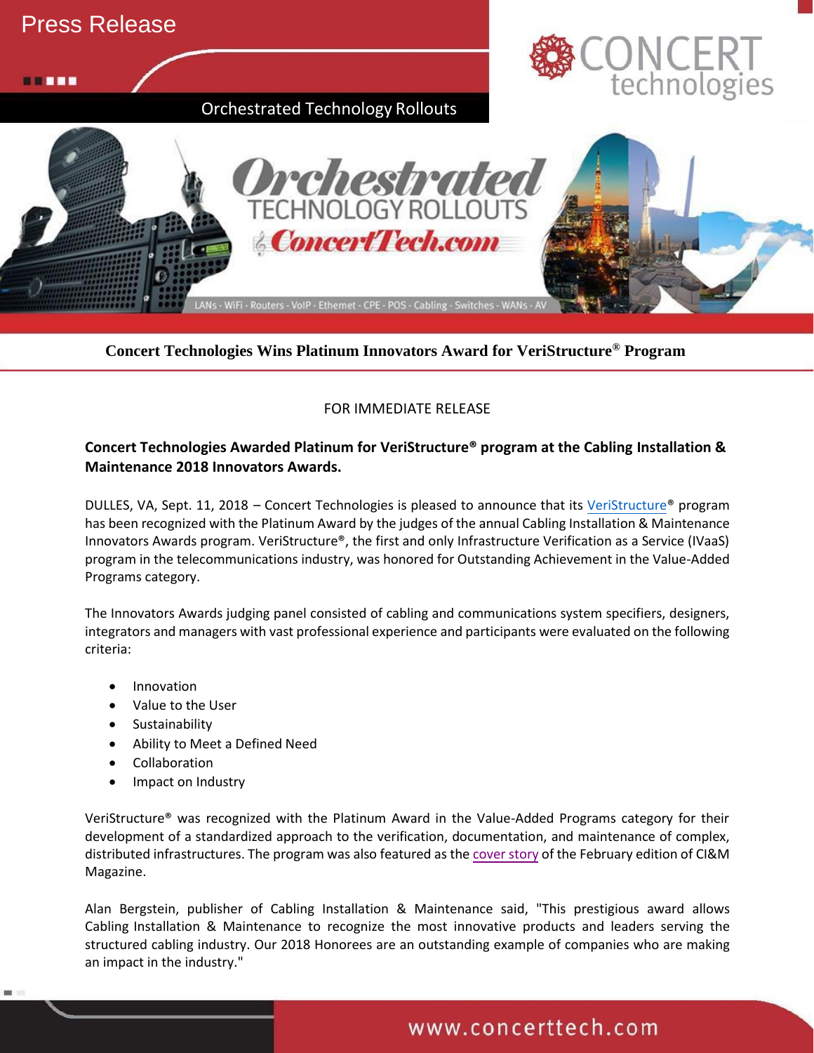Press Release

Orchestrated Technology Rollouts

# Concert Technologies Wins Platinum Innovators Award for VeriStructure® Program

FOR IMMEDIATE RELEASE

**Concert Technologies Awarded Platinum for VeriStructure® program at the Cabling Installation & Maintenance 2018 Innovators Awards.**

DULLES, VA, Sept. 11, 2018 – Concert Technologies is pleased to announce that its VeriStructure® program has been recognized with the Platinum Award by the judges of the annual Cabling Installation & Maintenance Innovators Awards program. VeriStructure®, the first and only Infrastructure Verification as a Service (IVaaS) program in the telecommunications industry, was honored for Outstanding Achievement in the Value-Added Programs category.

The Innovators Awards judging panel consisted of cabling and communications system specifiers, designers, integrators and managers with vast professional experience and participants were evaluated on the following criteria:

- Innovation
- Value to the User
- Sustainability
- Ability to Meet a Defined Need
- Collaboration
- Impact on Industry

VeriStructure® was recognized with the Platinum Award in the Value-Added Programs category for their development of a standardized approach to the verification, documentation, and maintenance of complex, distributed infrastructures. The program was also featured as the cover story of the February edition of CI&M Magazine.

Alan Bergstein, publisher of Cabling Installation & Maintenance said, "This prestigious award allows Cabling Installation & Maintenance to recognize the most innovative products and leaders serving the structured cabling industry. Our 2018 Honorees are an outstanding example of companies who are making an impact in the industry."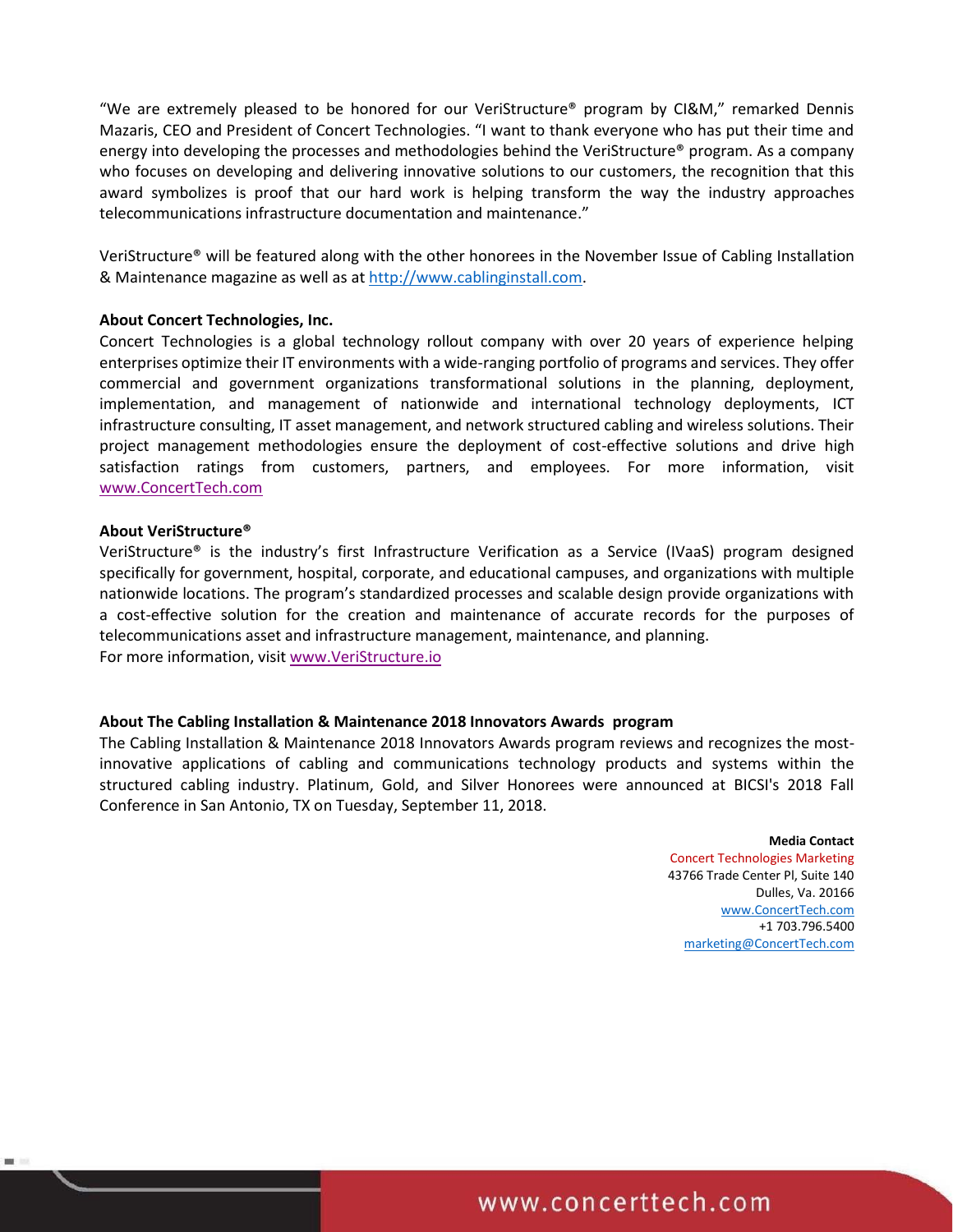"We are extremely pleased to be honored for our VeriStructure® program by CI&M," remarked Dennis Mazaris, CEO and President of Concert Technologies. "I want to thank everyone who has put their time and energy into developing the processes and methodologies behind the VeriStructure® program. As a company who focuses on developing and delivering innovative solutions to our customers, the recognition that this award symbolizes is proof that our hard work is helping transform the way the industry approaches telecommunications infrastructure documentation and maintenance."

VeriStructure® will be featured along with the other honorees in the November Issue of Cabling Installation & Maintenance magazine as well as at http://www.cablinginstall.com.

**About Concert Technologies, Inc.**

Concert Technologies is a global technology rollout company with over 20 years of experience helping enterprises optimize their IT environments with a wide-ranging portfolio of programs and services. They offer commercial and government organizations transformational solutions in the planning, deployment, implementation, and management of nationwide and international technology deployments, ICT infrastructure consulting, IT asset management, and network structured cabling and wireless solutions. Their project management methodologies ensure the deployment of cost-effective solutions and drive high satisfaction ratings from customers, partners, and employees. For more information, visit www.ConcertTech.com

**About VeriStructure®**

VeriStructure® is the industry's first Infrastructure Verification as a Service (IVaaS) program designed specifically for government, hospital, corporate, and educational campuses, and organizations with multiple nationwide locations. The program's standardized processes and scalable design provide organizations with a cost-effective solution for the creation and maintenance of accurate records for the purposes of telecommunications asset and infrastructure management, maintenance, and planning.
For more information, visit www.VeriStructure.io

**About The Cabling Installation & Maintenance 2018 Innovators Awards program**

The Cabling Installation & Maintenance 2018 Innovators Awards program reviews and recognizes the most-innovative applications of cabling and communications technology products and systems within the structured cabling industry. Platinum, Gold, and Silver Honorees were announced at BICSI's 2018 Fall Conference in San Antonio, TX on Tuesday, September 11, 2018.

**Media Contact**
Concert Technologies Marketing
43766 Trade Center Pl, Suite 140
Dulles, Va. 20166
www.ConcertTech.com
+1 703.796.5400
marketing@ConcertTech.com